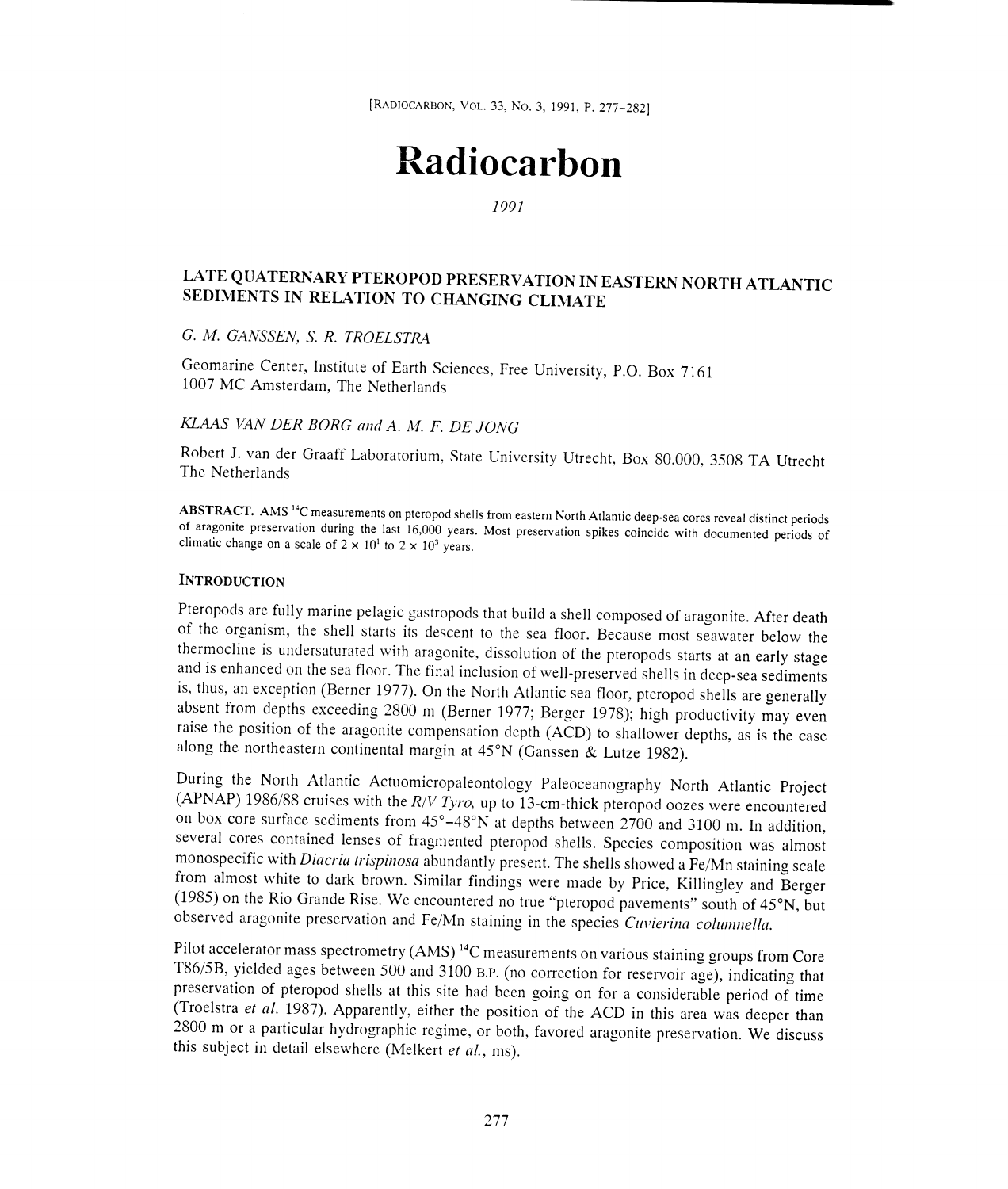# Radiocarbon

*1991*

## LATE QUATERNARY PTEROPOD PRESERVATION IN EASTERN NORTH ATLANTIC SEDIMENTS IN RELATION TO CHANGING CLIMATE

*G. M. GANSSEN, S. R. TROELSTRA*

Geomarine Center, Institute of Earth Sciences, Free University, P.O. Box 7161
1007 MC Amsterdam, The Netherlands

*KLAAS VAN DER BORG and A. M. F. DE JONG*

Robert J. van der Graaff Laboratorium, State University Utrecht, Box 80.000, 3508 TA Utrecht
The Netherlands

**ABSTRACT.** AMS $^{14}C$ measurements on pteropod shells from eastern North Atlantic deep-sea cores reveal distinct periods of aragonite preservation during the last 16,000 years. Most preservation spikes coincide with documented periods of climatic change on a scale of $2 \times 10^1$ to $2 \times 10^3$ years.

### INTRODUCTION

Pteropods are fully marine pelagic gastropods that build a shell composed of aragonite. After death of the organism, the shell starts its descent to the sea floor. Because most seawater below the thermocline is undersaturated with aragonite, dissolution of the pteropods starts at an early stage and is enhanced on the sea floor. The final inclusion of well-preserved shells in deep-sea sediments is, thus, an exception (Berner 1977). On the North Atlantic sea floor, pteropod shells are generally absent from depths exceeding 2800 m (Berner 1977; Berger 1978); high productivity may even raise the position of the aragonite compensation depth (ACD) to shallower depths, as is the case along the northeastern continental margin at 45°N (Ganssen & Lutze 1982).

During the North Atlantic Actuomicropaleontology Paleoceanography North Atlantic Project (APNAP) 1986/88 cruises with the *R/V Tyro,* up to 13-cm-thick pteropod oozes were encountered on box core surface sediments from 45°–48°N at depths between 2700 and 3100 m. In addition, several cores contained lenses of fragmented pteropod shells. Species composition was almost monospecific with *Diacria trispinosa* abundantly present. The shells showed a Fe/Mn staining scale from almost white to dark brown. Similar findings were made by Price, Killingley and Berger (1985) on the Rio Grande Rise. We encountered no true "pteropod pavements" south of 45°N, but observed aragonite preservation and Fe/Mn staining in the species *Cuvierina columnella.*

Pilot accelerator mass spectrometry (AMS) $^{14}C$ measurements on various staining groups from Core T86/5B, yielded ages between 500 and 3100 B.P. (no correction for reservoir age), indicating that preservation of pteropod shells at this site had been going on for a considerable period of time (Troelstra *et al.* 1987). Apparently, either the position of the ACD in this area was deeper than 2800 m or a particular hydrographic regime, or both, favored aragonite preservation. We discuss this subject in detail elsewhere (Melkert *et al.*, ms).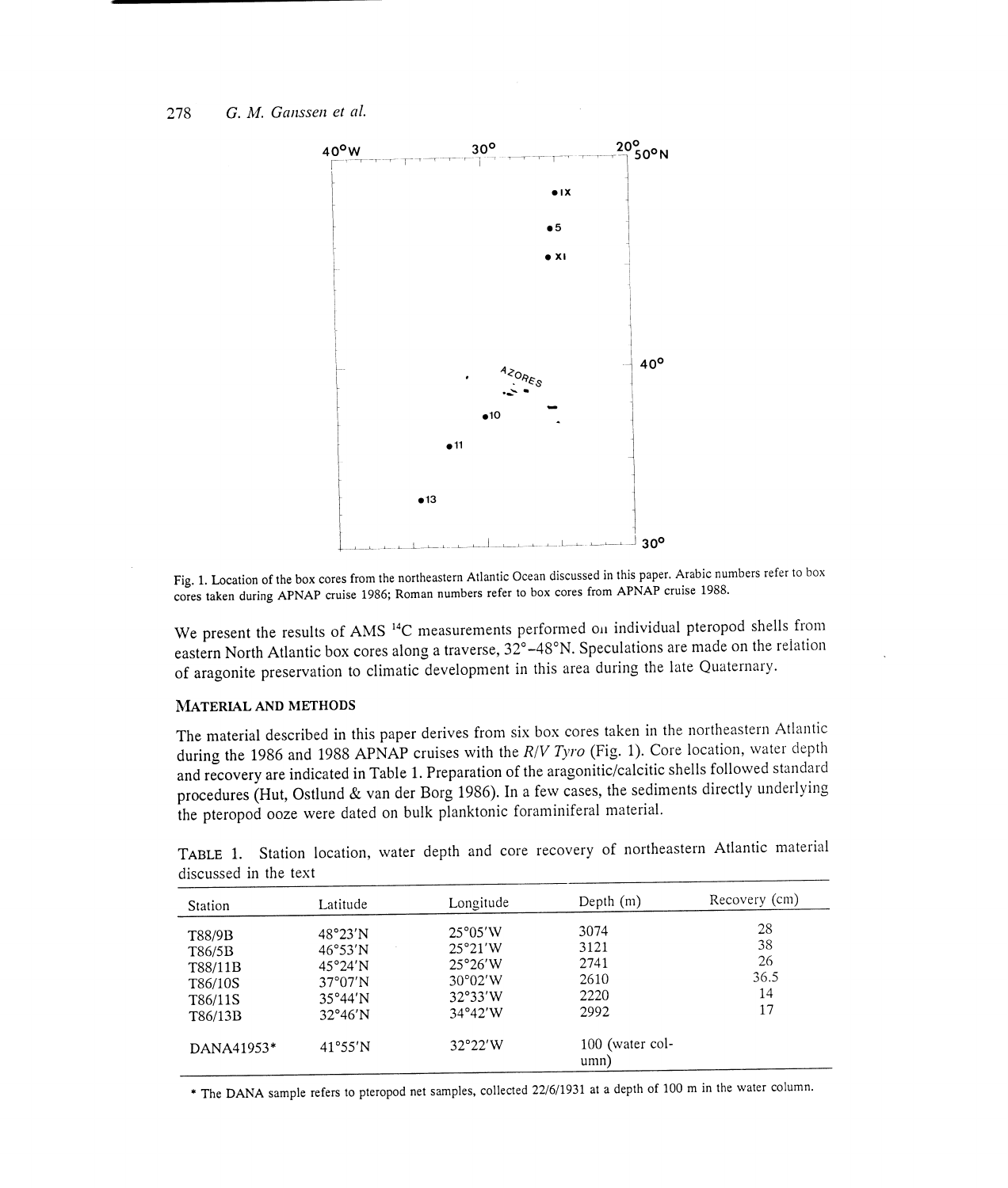Fig. 1. Location of the box cores from the northeastern Atlantic Ocean discussed in this paper. Arabic numbers refer to box cores taken during APNAP cruise 1986; Roman numbers refer to box cores from APNAP cruise 1988.

We present the results of AMS $^{14}C$ measurements performed on individual pteropod shells from eastern North Atlantic box cores along a traverse, 32°–48°N. Speculations are made on the relation of aragonite preservation to climatic development in this area during the late Quaternary.

## MATERIAL AND METHODS

The material described in this paper derives from six box cores taken in the northeastern Atlantic during the 1986 and 1988 APNAP cruises with the *R/V Tyro* (Fig. 1). Core location, water depth and recovery are indicated in Table 1. Preparation of the aragonitic/calcitic shells followed standard procedures (Hut, Ostlund & van der Borg 1986). In a few cases, the sediments directly underlying the pteropod ooze were dated on bulk planktonic foraminiferal material.

TABLE 1. Station location, water depth and core recovery of northeastern Atlantic material discussed in the text

| Station | Latitude | Longitude | Depth (m) | Recovery (cm) |
|---|---|---|---|---|
| T88/9B | 48°23′N | 25°05′W | 3074 | 28 |
| T86/5B | 46°53′N | 25°21′W | 3121 | 38 |
| T88/11B | 45°24′N | 25°26′W | 2741 | 26 |
| T86/10S | 37°07′N | 30°02′W | 2610 | 36.5 |
| T86/11S | 35°44′N | 32°33′W | 2220 | 14 |
| T86/13B | 32°46′N | 34°42′W | 2992 | 17 |
| DANA41953* | 41°55′N | 32°22′W | 100 (water column) | |

* The DANA sample refers to pteropod net samples, collected 22/6/1931 at a depth of 100 m in the water column.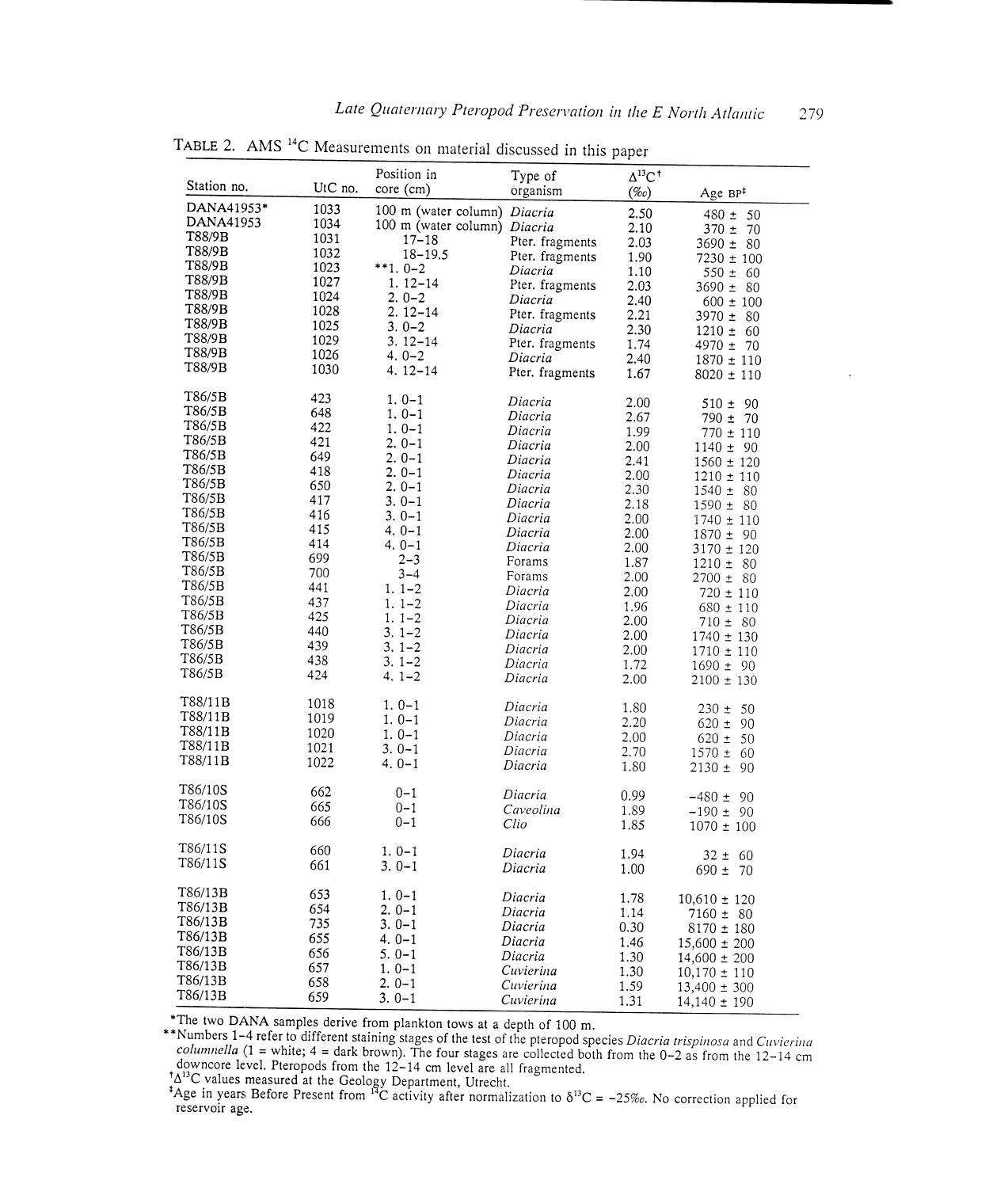TABLE 2. AMS $^{14}C$ Measurements on material discussed in this paper

| Station no. | UtC no. | Position in core (cm) | Type of organism | $\Delta^{13}C$† (‰) | Age BP‡ |
|---|---|---|---|---|---|
| DANA41953* | 1033 | 100 m (water column) | *Diacria* | 2.50 | 480 ± 50 |
| DANA41953 | 1034 | 100 m (water column) | *Diacria* | 2.10 | 370 ± 70 |
| T88/9B | 1031 | 17–18 | Pter. fragments | 2.03 | 3690 ± 80 |
| T88/9B | 1032 | 18–19.5 | Pter. fragments | 1.90 | 7230 ± 100 |
| T88/9B | 1023 | **1. 0–2 | *Diacria* | 1.10 | 550 ± 60 |
| T88/9B | 1027 | 1. 12–14 | Pter. fragments | 2.03 | 3690 ± 80 |
| T88/9B | 1024 | 2. 0–2 | *Diacria* | 2.40 | 600 ± 100 |
| T88/9B | 1028 | 2. 12–14 | Pter. fragments | 2.21 | 3970 ± 80 |
| T88/9B | 1025 | 3. 0–2 | *Diacria* | 2.30 | 1210 ± 60 |
| T88/9B | 1029 | 3. 12–14 | Pter. fragments | 1.74 | 4970 ± 70 |
| T88/9B | 1026 | 4. 0–2 | *Diacria* | 2.40 | 1870 ± 110 |
| T88/9B | 1030 | 4. 12–14 | Pter. fragments | 1.67 | 8020 ± 110 |
| T86/5B | 423 | 1. 0–1 | *Diacria* | 2.00 | 510 ± 90 |
| T86/5B | 648 | 1. 0–1 | *Diacria* | 2.67 | 790 ± 70 |
| T86/5B | 422 | 1. 0–1 | *Diacria* | 1.99 | 770 ± 110 |
| T86/5B | 421 | 2. 0–1 | *Diacria* | 2.00 | 1140 ± 90 |
| T86/5B | 649 | 2. 0–1 | *Diacria* | 2.41 | 1560 ± 120 |
| T86/5B | 418 | 2. 0–1 | *Diacria* | 2.00 | 1210 ± 110 |
| T86/5B | 650 | 2. 0–1 | *Diacria* | 2.30 | 1540 ± 80 |
| T86/5B | 417 | 3. 0–1 | *Diacria* | 2.18 | 1590 ± 80 |
| T86/5B | 416 | 3. 0–1 | *Diacria* | 2.00 | 1740 ± 110 |
| T86/5B | 415 | 4. 0–1 | *Diacria* | 2.00 | 1870 ± 90 |
| T86/5B | 414 | 4. 0–1 | *Diacria* | 2.00 | 3170 ± 120 |
| T86/5B | 699 | 2–3 | Forams | 1.87 | 1210 ± 80 |
| T86/5B | 700 | 3–4 | Forams | 2.00 | 2700 ± 80 |
| T86/5B | 441 | 1. 1–2 | *Diacria* | 2.00 | 720 ± 110 |
| T86/5B | 437 | 1. 1–2 | *Diacria* | 1.96 | 680 ± 110 |
| T86/5B | 425 | 1. 1–2 | *Diacria* | 2.00 | 710 ± 80 |
| T86/5B | 440 | 3. 1–2 | *Diacria* | 2.00 | 1740 ± 130 |
| T86/5B | 439 | 3. 1–2 | *Diacria* | 2.00 | 1710 ± 110 |
| T86/5B | 438 | 3. 1–2 | *Diacria* | 1.72 | 1690 ± 90 |
| T86/5B | 424 | 4. 1–2 | *Diacria* | 2.00 | 2100 ± 130 |
| T88/11B | 1018 | 1. 0–1 | *Diacria* | 1.80 | 230 ± 50 |
| T88/11B | 1019 | 1. 0–1 | *Diacria* | 2.20 | 620 ± 90 |
| T88/11B | 1020 | 1. 0–1 | *Diacria* | 2.00 | 620 ± 50 |
| T88/11B | 1021 | 3. 0–1 | *Diacria* | 2.70 | 1570 ± 60 |
| T88/11B | 1022 | 4. 0–1 | *Diacria* | 1.80 | 2130 ± 90 |
| T86/10S | 662 | 0–1 | *Diacria* | 0.99 | −480 ± 90 |
| T86/10S | 665 | 0–1 | *Caveolina* | 1.89 | −190 ± 90 |
| T86/10S | 666 | 0–1 | *Clio* | 1.85 | 1070 ± 100 |
| T86/11S | 660 | 1. 0–1 | *Diacria* | 1.94 | 32 ± 60 |
| T86/11S | 661 | 3. 0–1 | *Diacria* | 1.00 | 690 ± 70 |
| T86/13B | 653 | 1. 0–1 | *Diacria* | 1.78 | 10,610 ± 120 |
| T86/13B | 654 | 2. 0–1 | *Diacria* | 1.14 | 7160 ± 80 |
| T86/13B | 735 | 3. 0–1 | *Diacria* | 0.30 | 8170 ± 180 |
| T86/13B | 655 | 4. 0–1 | *Diacria* | 1.46 | 15,600 ± 200 |
| T86/13B | 656 | 5. 0–1 | *Diacria* | 1.30 | 14,600 ± 200 |
| T86/13B | 657 | 1. 0–1 | *Cuvierina* | 1.30 | 10,170 ± 110 |
| T86/13B | 658 | 2. 0–1 | *Cuvierina* | 1.59 | 13,400 ± 300 |
| T86/13B | 659 | 3. 0–1 | *Cuvierina* | 1.31 | 14,140 ± 190 |

*The two DANA samples derive from plankton tows at a depth of 100 m.

**Numbers 1–4 refer to different staining stages of the test of the pteropod species *Diacria trispinosa* and *Cuvierina columnella* (1 = white; 4 = dark brown). The four stages are collected both from the 0–2 as from the 12–14 cm downcore level. Pteropods from the 12–14 cm level are all fragmented.

†$\Delta^{13}C$ values measured at the Geology Department, Utrecht.

‡Age in years Before Present from $^{14}C$ activity after normalization to $\delta^{13}C = -25$‰. No correction applied for reservoir age.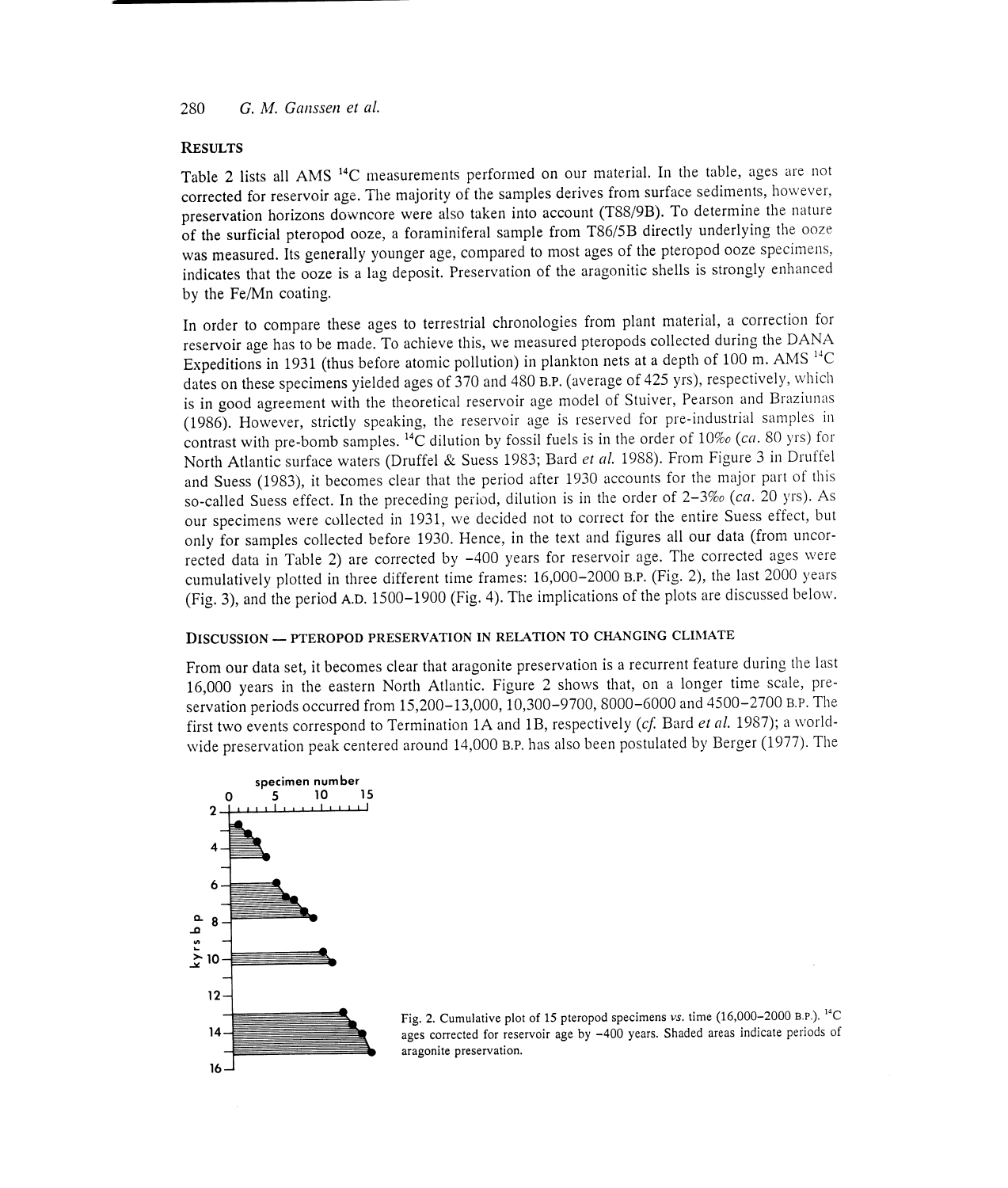## RESULTS

Table 2 lists all AMS $^{14}C$ measurements performed on our material. In the table, ages are not corrected for reservoir age. The majority of the samples derives from surface sediments, however, preservation horizons downcore were also taken into account (T88/9B). To determine the nature of the surficial pteropod ooze, a foraminiferal sample from T86/5B directly underlying the ooze was measured. Its generally younger age, compared to most ages of the pteropod ooze specimens, indicates that the ooze is a lag deposit. Preservation of the aragonitic shells is strongly enhanced by the Fe/Mn coating.

In order to compare these ages to terrestrial chronologies from plant material, a correction for reservoir age has to be made. To achieve this, we measured pteropods collected during the DANA Expeditions in 1931 (thus before atomic pollution) in plankton nets at a depth of 100 m. AMS $^{14}C$ dates on these specimens yielded ages of 370 and 480 B.P. (average of 425 yrs), respectively, which is in good agreement with the theoretical reservoir age model of Stuiver, Pearson and Braziunas (1986). However, strictly speaking, the reservoir age is reserved for pre-industrial samples in contrast with pre-bomb samples. $^{14}C$ dilution by fossil fuels is in the order of 10‰ (*ca.* 80 yrs) for North Atlantic surface waters (Druffel & Suess 1983; Bard *et al.* 1988). From Figure 3 in Druffel and Suess (1983), it becomes clear that the period after 1930 accounts for the major part of this so-called Suess effect. In the preceding period, dilution is in the order of 2–3‰ (*ca.* 20 yrs). As our specimens were collected in 1931, we decided not to correct for the entire Suess effect, but only for samples collected before 1930. Hence, in the text and figures all our data (from uncorrected data in Table 2) are corrected by −400 years for reservoir age. The corrected ages were cumulatively plotted in three different time frames: 16,000–2000 B.P. (Fig. 2), the last 2000 years (Fig. 3), and the period A.D. 1500–1900 (Fig. 4). The implications of the plots are discussed below.

## DISCUSSION — PTEROPOD PRESERVATION IN RELATION TO CHANGING CLIMATE

From our data set, it becomes clear that aragonite preservation is a recurrent feature during the last 16,000 years in the eastern North Atlantic. Figure 2 shows that, on a longer time scale, preservation periods occurred from 15,200–13,000, 10,300–9700, 8000–6000 and 4500–2700 B.P. The first two events correspond to Termination 1A and 1B, respectively (*cf.* Bard *et al.* 1987); a worldwide preservation peak centered around 14,000 B.P. has also been postulated by Berger (1977). The

Fig. 2. Cumulative plot of 15 pteropod specimens *vs.* time (16,000–2000 B.P.). $^{14}C$ ages corrected for reservoir age by −400 years. Shaded areas indicate periods of aragonite preservation.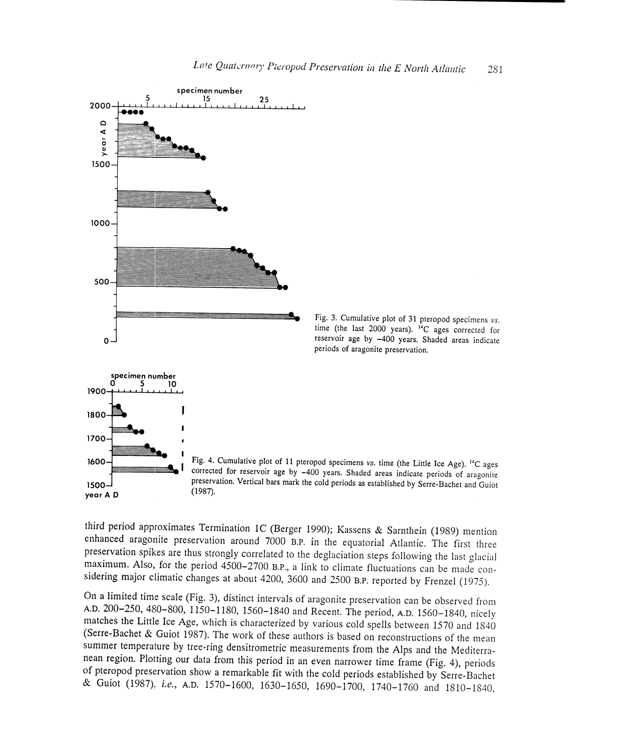Fig. 3. Cumulative plot of 31 pteropod specimens *vs.* time (the last 2000 years). $^{14}C$ ages corrected for reservoir age by −400 years. Shaded areas indicate periods of aragonite preservation.

Fig. 4. Cumulative plot of 11 pteropod specimens *vs.* time (the Little Ice Age). $^{14}C$ ages corrected for reservoir age by −400 years. Shaded areas indicate periods of aragonite preservation. Vertical bars mark the cold periods as established by Serre-Bachet and Guiot (1987).

third period approximates Termination 1C (Berger 1990); Kassens & Sarnthein (1989) mention enhanced aragonite preservation around 7000 B.P. in the equatorial Atlantic. The first three preservation spikes are thus strongly correlated to the deglaciation steps following the last glacial maximum. Also, for the period 4500–2700 B.P., a link to climate fluctuations can be made considering major climatic changes at about 4200, 3600 and 2500 B.P. reported by Frenzel (1975).

On a limited time scale (Fig. 3), distinct intervals of aragonite preservation can be observed from A.D. 200–250, 480–800, 1150–1180, 1560–1840 and Recent. The period, A.D. 1560–1840, nicely matches the Little Ice Age, which is characterized by various cold spells between 1570 and 1840 (Serre-Bachet & Guiot 1987). The work of these authors is based on reconstructions of the mean summer temperature by tree-ring densitrometric measurements from the Alps and the Mediterranean region. Plotting our data from this period in an even narrower time frame (Fig. 4), periods of pteropod preservation show a remarkable fit with the cold periods established by Serre-Bachet & Guiot (1987), *i.e.*, A.D. 1570–1600, 1630–1650, 1690–1700, 1740–1760 and 1810–1840,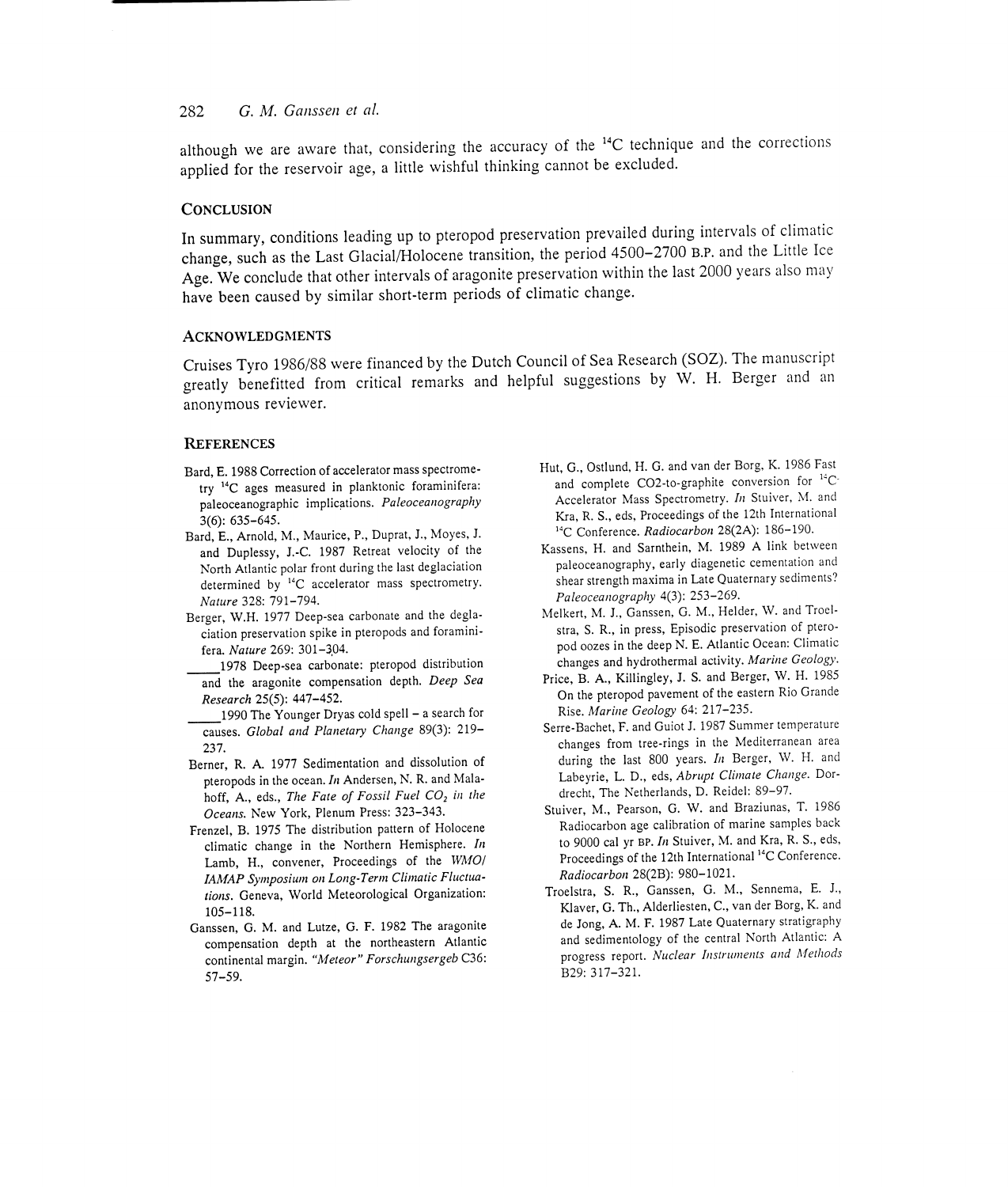although we are aware that, considering the accuracy of the $^{14}C$ technique and the corrections applied for the reservoir age, a little wishful thinking cannot be excluded.

## Conclusion

In summary, conditions leading up to pteropod preservation prevailed during intervals of climatic change, such as the Last Glacial/Holocene transition, the period 4500–2700 B.P. and the Little Ice Age. We conclude that other intervals of aragonite preservation within the last 2000 years also may have been caused by similar short-term periods of climatic change.

## Acknowledgments

Cruises Tyro 1986/88 were financed by the Dutch Council of Sea Research (SOZ). The manuscript greatly benefitted from critical remarks and helpful suggestions by W. H. Berger and an anonymous reviewer.

## References

Bard, E. 1988 Correction of accelerator mass spectrometry $^{14}C$ ages measured in planktonic foraminifera: paleoceanographic implications. *Paleoceanography* 3(6): 635–645.

Bard, E., Arnold, M., Maurice, P., Duprat, J., Moyes, J. and Duplessy, J.-C. 1987 Retreat velocity of the North Atlantic polar front during the last deglaciation determined by $^{14}C$ accelerator mass spectrometry. *Nature* 328: 791–794.

Berger, W.H. 1977 Deep-sea carbonate and the deglaciation preservation spike in pteropods and foraminifera. *Nature* 269: 301–304.

\_\_\_\_1978 Deep-sea carbonate: pteropod distribution and the aragonite compensation depth. *Deep Sea Research* 25(5): 447–452.

\_\_\_\_1990 The Younger Dryas cold spell – a search for causes. *Global and Planetary Change* 89(3): 219–237.

Berner, R. A. 1977 Sedimentation and dissolution of pteropods in the ocean. *In* Andersen, N. R. and Malahoff, A., eds., *The Fate of Fossil Fuel $CO_2$ in the Oceans.* New York, Plenum Press: 323–343.

Frenzel, B. 1975 The distribution pattern of Holocene climatic change in the Northern Hemisphere. *In* Lamb, H., convener, Proceedings of the *WMO/IAMAP Symposium on Long-Term Climatic Fluctuations*. Geneva, World Meteorological Organization: 105–118.

Ganssen, G. M. and Lutze, G. F. 1982 The aragonite compensation depth at the northeastern Atlantic continental margin. *"Meteor" Forschungsergeb* C36: 57–59.

Hut, G., Ostlund, H. G. and van der Borg, K. 1986 Fast and complete CO2-to-graphite conversion for $^{14}C$-Accelerator Mass Spectrometry. *In* Stuiver, M. and Kra, R. S., eds, Proceedings of the 12th International $^{14}C$ Conference. *Radiocarbon* 28(2A): 186–190.

Kassens, H. and Sarnthein, M. 1989 A link between paleoceanography, early diagenetic cementation and shear strength maxima in Late Quaternary sediments? *Paleoceanography* 4(3): 253–269.

Melkert, M. J., Ganssen, G. M., Helder, W. and Troelstra, S. R., in press, Episodic preservation of pteropod oozes in the deep N. E. Atlantic Ocean: Climatic changes and hydrothermal activity. *Marine Geology*.

Price, B. A., Killingley, J. S. and Berger, W. H. 1985 On the pteropod pavement of the eastern Rio Grande Rise. *Marine Geology* 64: 217–235.

Serre-Bachet, F. and Guiot J. 1987 Summer temperature changes from tree-rings in the Mediterranean area during the last 800 years. *In* Berger, W. H. and Labeyrie, L. D., eds, *Abrupt Climate Change*. Dordrecht, The Netherlands, D. Reidel: 89–97.

Stuiver, M., Pearson, G. W. and Braziunas, T. 1986 Radiocarbon age calibration of marine samples back to 9000 cal yr BP. *In* Stuiver, M. and Kra, R. S., eds, Proceedings of the 12th International $^{14}C$ Conference. *Radiocarbon* 28(2B): 980–1021.

Troelstra, S. R., Ganssen, G. M., Sennema, E. J., Klaver, G. Th., Alderliesten, C., van der Borg, K. and de Jong, A. M. F. 1987 Late Quaternary stratigraphy and sedimentology of the central North Atlantic: A progress report. *Nuclear Instruments and Methods* B29: 317–321.